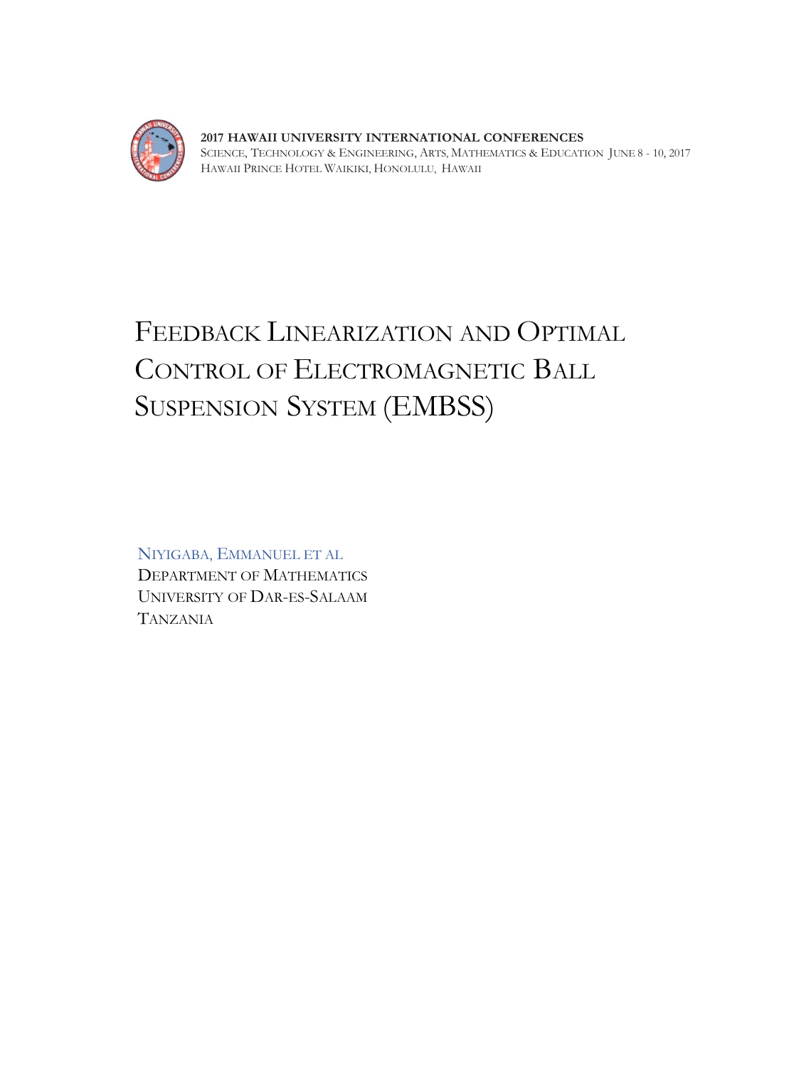**2017 HAWAII UNIVERSITY INTERNATIONAL CONFERENCES**
SCIENCE, TECHNOLOGY & ENGINEERING, ARTS, MATHEMATICS & EDUCATION JUNE 8 - 10, 2017
HAWAII PRINCE HOTEL WAIKIKI, HONOLULU, HAWAII

# FEEDBACK LINEARIZATION AND OPTIMAL CONTROL OF ELECTROMAGNETIC BALL SUSPENSION SYSTEM (EMBSS)

NIYIGABA, EMMANUEL ET AL
DEPARTMENT OF MATHEMATICS
UNIVERSITY OF DAR-ES-SALAAM
TANZANIA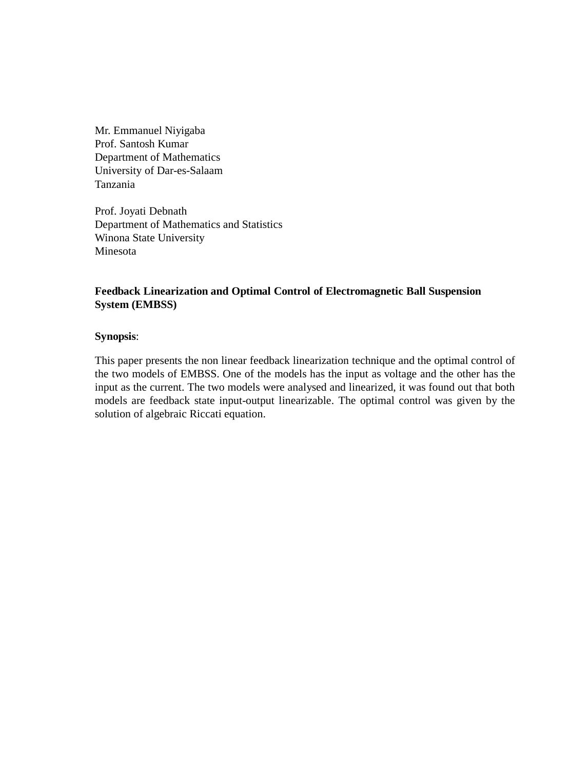Mr. Emmanuel Niyigaba
Prof. Santosh Kumar
Department of Mathematics
University of Dar-es-Salaam
Tanzania

Prof. Joyati Debnath
Department of Mathematics and Statistics
Winona State University
Minesota

**Feedback Linearization and Optimal Control of Electromagnetic Ball Suspension System (EMBSS)**

**Synopsis**:

This paper presents the non linear feedback linearization technique and the optimal control of the two models of EMBSS. One of the models has the input as voltage and the other has the input as the current. The two models were analysed and linearized, it was found out that both models are feedback state input-output linearizable. The optimal control was given by the solution of algebraic Riccati equation.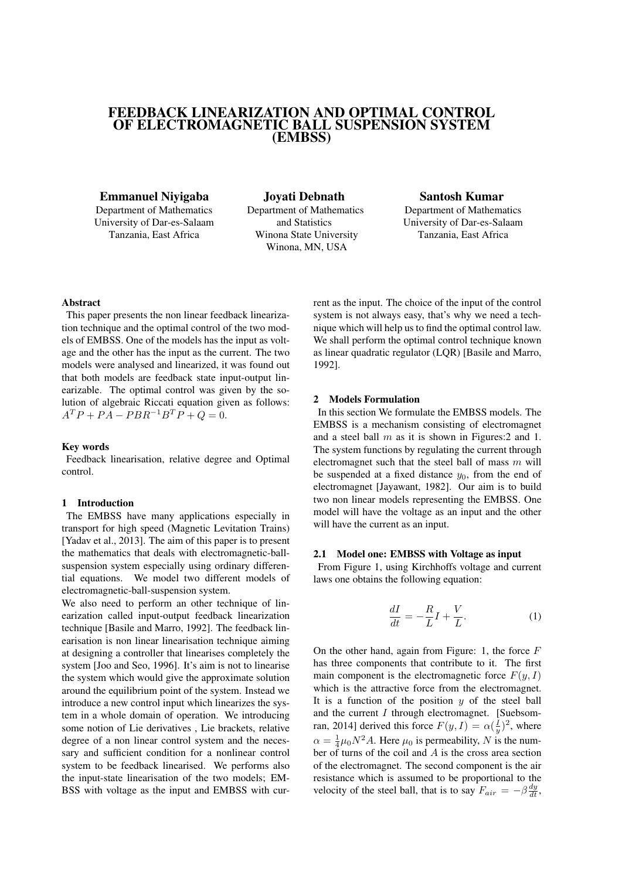# FEEDBACK LINEARIZATION AND OPTIMAL CONTROL OF ELECTROMAGNETIC BALL SUSPENSION SYSTEM (EMBSS)

**Emmanuel Niyigaba**
Department of Mathematics
University of Dar-es-Salaam
Tanzania, East Africa

**Joyati Debnath**
Department of Mathematics
and Statistics
Winona State University
Winona, MN, USA

**Santosh Kumar**
Department of Mathematics
University of Dar-es-Salaam
Tanzania, East Africa

### Abstract

This paper presents the non linear feedback linearization technique and the optimal control of the two models of EMBSS. One of the models has the input as voltage and the other has the input as the current. The two models were analysed and linearized, it was found out that both models are feedback state input-output linearizable. The optimal control was given by the solution of algebraic Riccati equation given as follows: $A^T P + PA - PBR^{-1}B^T P + Q = 0$.

### Key words

Feedback linearisation, relative degree and Optimal control.

## 1 Introduction

The EMBSS have many applications especially in transport for high speed (Magnetic Levitation Trains) [Yadav et al., 2013]. The aim of this paper is to present the mathematics that deals with electromagnetic-ball-suspension system especially using ordinary differential equations. We model two different models of electromagnetic-ball-suspension system.

We also need to perform an other technique of linearization called input-output feedback linearization technique [Basile and Marro, 1992]. The feedback linearisation is non linear linearisation technique aiming at designing a controller that linearises completely the system [Joo and Seo, 1996]. It's aim is not to linearise the system which would give the approximate solution around the equilibrium point of the system. Instead we introduce a new control input which linearizes the system in a whole domain of operation. We introducing some notion of Lie derivatives , Lie brackets, relative degree of a non linear control system and the necessary and sufficient condition for a nonlinear control system to be feedback linearised. We performs also the input-state linearisation of the two models; EMBSS with voltage as the input and EMBSS with current as the input. The choice of the input of the control system is not always easy, that's why we need a technique which will help us to find the optimal control law. We shall perform the optimal control technique known as linear quadratic regulator (LQR) [Basile and Marro, 1992].

## 2 Models Formulation

In this section We formulate the EMBSS models. The EMBSS is a mechanism consisting of electromagnet and a steel ball $m$ as it is shown in Figures:2 and 1. The system functions by regulating the current through electromagnet such that the steel ball of mass $m$ will be suspended at a fixed distance $y_0$, from the end of electromagnet [Jayawant, 1982]. Our aim is to build two non linear models representing the EMBSS. One model will have the voltage as an input and the other will have the current as an input.

### 2.1 Model one: EMBSS with Voltage as input

From Figure 1, using Kirchhoffs voltage and current laws one obtains the following equation:

$$\frac{dI}{dt} = -\frac{R}{L}I + \frac{V}{L}. \tag{1}$$

On the other hand, again from Figure: 1, the force $F$ has three components that contribute to it. The first main component is the electromagnetic force $F(y, I)$ which is the attractive force from the electromagnet. It is a function of the position $y$ of the steel ball and the current $I$ through electromagnet. [Suebsomran, 2014] derived this force $F(y, I) = \alpha(\frac{I}{y})^2$, where $\alpha = \frac{1}{4}\mu_0 N^2 A$. Here $\mu_0$ is permeability, $N$ is the number of turns of the coil and $A$ is the cross area section of the electromagnet. The second component is the air resistance which is assumed to be proportional to the velocity of the steel ball, that is to say $F_{air} = -\beta\frac{dy}{dt}$,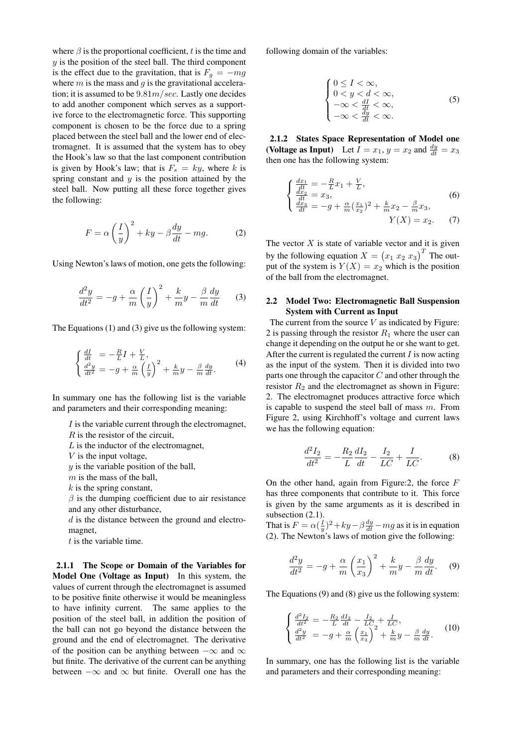where $\beta$ is the proportional coefficient, $t$ is the time and $y$ is the position of the steel ball. The third component is the effect due to the gravitation, that is $F_g = -mg$ where $m$ is the mass and $g$ is the gravitational acceleration; it is assumed to be $9.81m/sec$. Lastly one decides to add another component which serves as a supportive force to the electromagnetic force. This supporting component is chosen to be the force due to a spring placed between the steel ball and the lower end of electromagnet. It is assumed that the system has to obey the Hook's law so that the last component contribution is given by Hook's law; that is $F_s = ky$, where $k$ is spring constant and $y$ is the position attained by the steel ball. Now putting all these force together gives the following:

$$F = \alpha \left(\frac{I}{y}\right)^2 + ky - \beta \frac{dy}{dt} - mg. \tag{2}$$

Using Newton's laws of motion, one gets the following:

$$\frac{d^2y}{dt^2} = -g + \frac{\alpha}{m}\left(\frac{I}{y}\right)^2 + \frac{k}{m}y - \frac{\beta}{m}\frac{dy}{dt} \tag{3}$$

The Equations (1) and (3) give us the following system:

$$\begin{cases} \frac{dI}{dt} &= -\frac{R}{L}I + \frac{V}{L}, \\ \frac{d^2y}{dt^2} &= -g + \frac{\alpha}{m}\left(\frac{I}{y}\right)^2 + \frac{k}{m}y - \frac{\beta}{m}\frac{dy}{dt}. \end{cases} \tag{4}$$

In summary one has the following list is the variable and parameters and their corresponding meaning:

$I$ is the variable current through the electromagnet,
$R$ is the resistor of the circuit,
$L$ is the inductor of the electromagnet,
$V$ is the input voltage,
$y$ is the variable position of the ball,
$m$ is the mass of the ball,
$k$ is the spring constant,
$\beta$ is the dumping coefficient due to air resistance and any other disturbance,
$d$ is the distance between the ground and electromagnet,
$t$ is the variable time.

#### 2.1.1 The Scope or Domain of the Variables for Model One (Voltage as Input)

In this system, the values of current through the electromagnet is assumed to be positive finite otherwise it would be meaningless to have infinity current. The same applies to the position of the steel ball, in addition the position of the ball can not go beyond the distance between the ground and the end of electromagnet. The derivative of the position can be anything between $-\infty$ and $\infty$ but finite. The derivative of the current can be anything between $-\infty$ and $\infty$ but finite. Overall one has the following domain of the variables:

$$\begin{cases} 0 \leq I < \infty, \\ 0 < y < d < \infty, \\ -\infty < \frac{dI}{dt} < \infty, \\ -\infty < \frac{dy}{dt} < \infty. \end{cases} \tag{5}$$

#### 2.1.2 States Space Representation of Model one (Voltage as Input)

Let $I = x_1$, $y = x_2$ and $\frac{dy}{dt} = x_3$ then one has the following system:

$$\begin{cases} \frac{dx_1}{dt} = -\frac{R}{L}x_1 + \frac{V}{L}, \\ \frac{dx_2}{dt} = x_3, \\ \frac{dx_3}{dt} = -g + \frac{\alpha}{m}(\frac{x_1}{x_2})^2 + \frac{k}{m}x_2 - \frac{\beta}{m}x_3, \end{cases} \tag{6}$$

$$Y(X) = x_2. \tag{7}$$

The vector $X$ is state of variable vector and it is given by the following equation $X = \begin{pmatrix} x_1 & x_2 & x_3 \end{pmatrix}^T$ The output of the system is $Y(X) = x_2$ which is the position of the ball from the electromagnet.

### 2.2 Model Two: Electromagnetic Ball Suspension System with Current as Input

The current from the source $V$ as indicated by Figure: 2 is passing through the resistor $R_1$ where the user can change it depending on the output he or she want to get. After the current is regulated the current $I$ is now acting as the input of the system. Then it is divided into two parts one through the capacitor $C$ and other through the resistor $R_2$ and the electromagnet as shown in Figure: 2. The electromagnet produces attractive force which is capable to suspend the steel ball of mass $m$. From Figure 2, using Kirchhoff's voltage and current laws we has the following equation:

$$\frac{d^2I_2}{dt^2} = -\frac{R_2}{L}\frac{dI_2}{dt} - \frac{I_2}{LC} + \frac{I}{LC}. \tag{8}$$

On the other hand, again from Figure:2, the force $F$ has three components that contribute to it. This force is given by the same arguments as it is described in subsection (2.1).
That is $F = \alpha(\frac{I}{y})^2 + ky - \beta\frac{dy}{dt} - mg$ as it is in equation (2). The Newton's laws of motion give the following:

$$\frac{d^2y}{dt^2} = -g + \frac{\alpha}{m}\left(\frac{x_1}{x_3}\right)^2 + \frac{k}{m}y - \frac{\beta}{m}\frac{dy}{dt}. \tag{9}$$

The Equations (9) and (8) give us the following system:

$$\begin{cases} \frac{d^2I_2}{dt^2} &= -\frac{R_2}{L}\frac{dI_2}{dt} - \frac{I_2}{LC} + \frac{I}{LC}, \\ \frac{d^2y}{dt^2} &= -g + \frac{\alpha}{m}\left(\frac{x_1}{x_3}\right)^2 + \frac{k}{m}y - \frac{\beta}{m}\frac{dy}{dt}. \end{cases} \tag{10}$$

In summary, one has the following list is the variable and parameters and their corresponding meaning: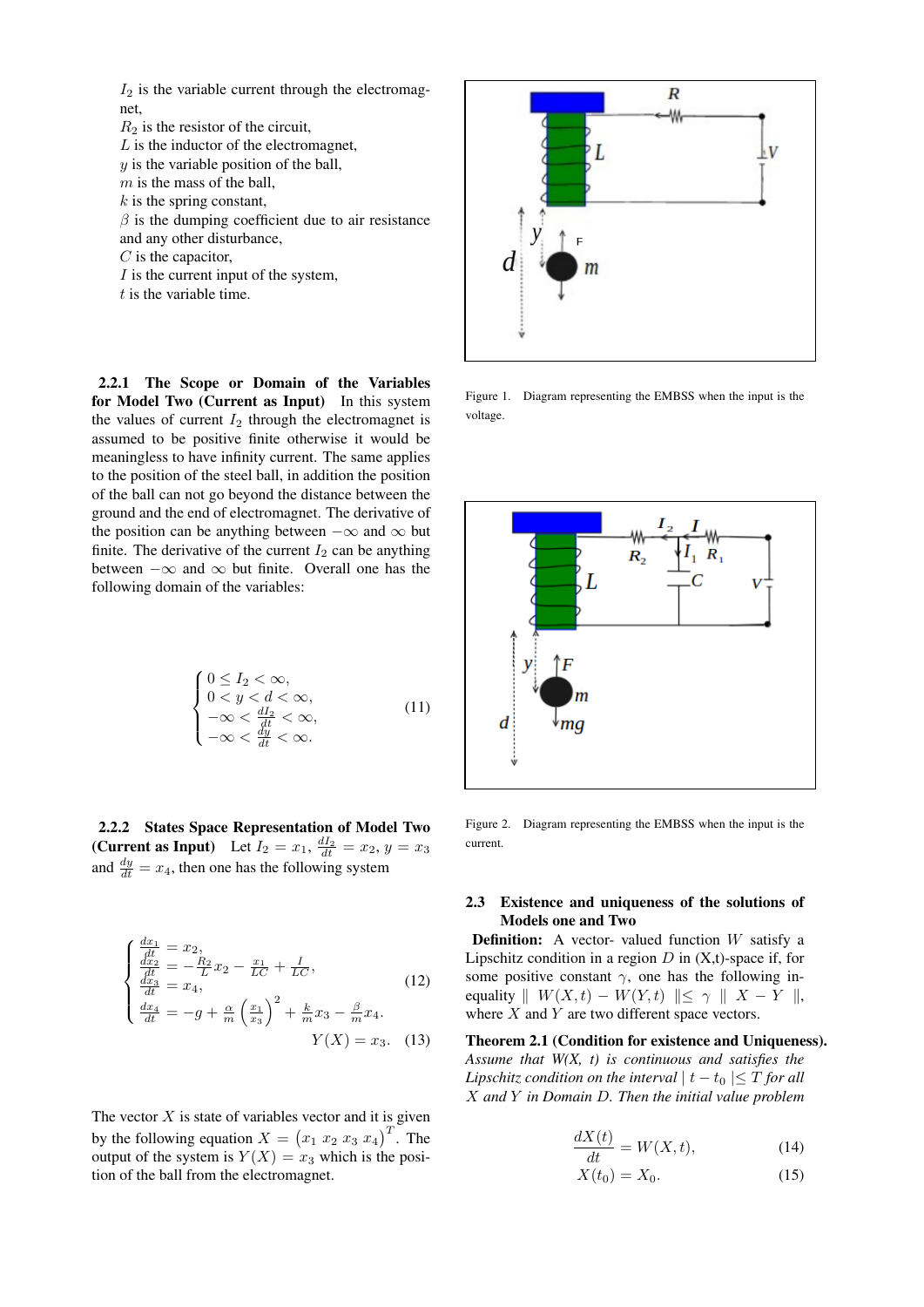$I_2$ is the variable current through the electromagnet,
$R_2$ is the resistor of the circuit,
$L$ is the inductor of the electromagnet,
$y$ is the variable position of the ball,
$m$ is the mass of the ball,
$k$ is the spring constant,
$\beta$ is the dumping coefficient due to air resistance and any other disturbance,
$C$ is the capacitor,
$I$ is the current input of the system,
$t$ is the variable time.

#### 2.2.1 The Scope or Domain of the Variables for Model Two (Current as Input)

In this system the values of current $I_2$ through the electromagnet is assumed to be positive finite otherwise it would be meaningless to have infinity current. The same applies to the position of the steel ball, in addition the position of the ball can not go beyond the distance between the ground and the end of electromagnet. The derivative of the position can be anything between $-\infty$ and $\infty$ but finite. The derivative of the current $I_2$ can be anything between $-\infty$ and $\infty$ but finite. Overall one has the following domain of the variables:

$$\begin{cases} 0 \leq I_2 < \infty, \\ 0 < y < d < \infty, \\ -\infty < \frac{dI_2}{dt} < \infty, \\ -\infty < \frac{dy}{dt} < \infty. \end{cases} \tag{11}$$

#### 2.2.2 States Space Representation of Model Two (Current as Input)

Let $I_2 = x_1$, $\frac{dI_2}{dt} = x_2$, $y = x_3$ and $\frac{dy}{dt} = x_4$, then one has the following system

$$\begin{cases} \frac{dx_1}{dt} = x_2, \\ \frac{dx_2}{dt} = -\frac{R_2}{L}x_2 - \frac{x_1}{LC} + \frac{I}{LC}, \\ \frac{dx_3}{dt} = x_4, \\ \frac{dx_4}{dt} = -g + \frac{\alpha}{m}\left(\frac{x_1}{x_3}\right)^2 + \frac{k}{m}x_3 - \frac{\beta}{m}x_4. \end{cases} \tag{12}$$

$$Y(X) = x_3. \tag{13}$$

The vector $X$ is state of variables vector and it is given by the following equation $X = \begin{pmatrix} x_1 & x_2 & x_3 & x_4 \end{pmatrix}^T$. The output of the system is $Y(X) = x_3$ which is the position of the ball from the electromagnet.

Figure 1. Diagram representing the EMBSS when the input is the voltage.

Figure 2. Diagram representing the EMBSS when the input is the current.

### 2.3 Existence and uniqueness of the solutions of Models one and Two

**Definition:** A vector- valued function $W$ satisfy a Lipschitz condition in a region $D$ in (X,t)-space if, for some positive constant $\gamma$, one has the following inequality $\| W(X,t) - W(Y,t) \| \leq \gamma \| X - Y \|$, where $X$ and $Y$ are two different space vectors.

**Theorem 2.1 (Condition for existence and Uniqueness).** *Assume that W(X, t) is continuous and satisfies the Lipschitz condition on the interval $| t - t_0 | \leq T$ for all $X$ and $Y$ in Domain $D$. Then the initial value problem*

$$\frac{dX(t)}{dt} = W(X,t), \tag{14}$$

$$X(t_0) = X_0. \tag{15}$$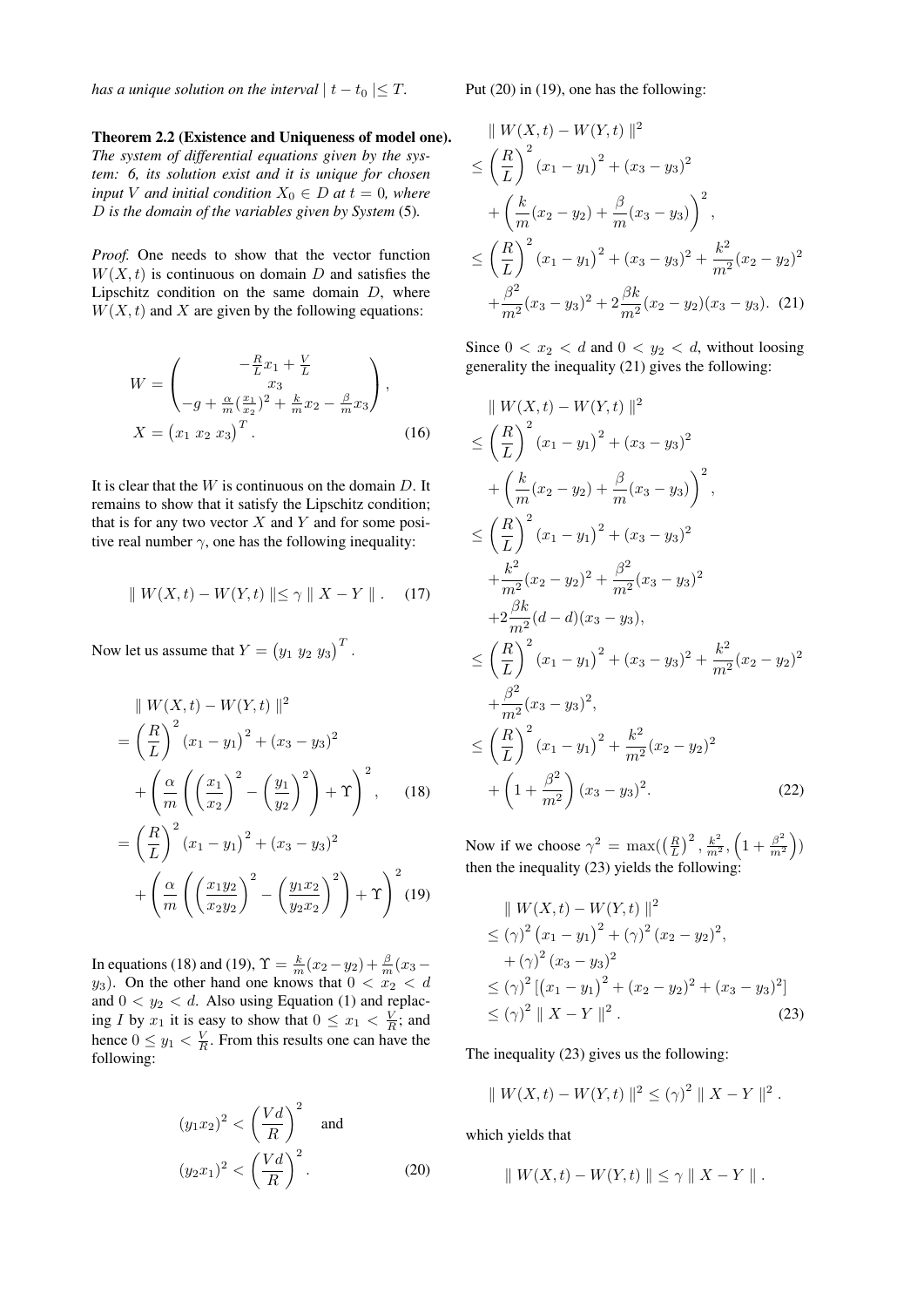*has a unique solution on the interval* $| t - t_0 | \leq T$.

**Theorem 2.2 (Existence and Uniqueness of model one).** *The system of differential equations given by the system: 6, its solution exist and it is unique for chosen input V and initial condition $X_0 \in D$ at $t = 0$, where D is the domain of the variables given by System* (5)*.*

*Proof.* One needs to show that the vector function $W(X, t)$ is continuous on domain $D$ and satisfies the Lipschitz condition on the same domain $D$, where $W(X, t)$ and $X$ are given by the following equations:

$$W = \begin{pmatrix} -\frac{R}{L}x_1 + \frac{V}{L} \\ x_3 \\ -g + \frac{\alpha}{m}(\frac{x_1}{x_2})^2 + \frac{k}{m}x_2 - \frac{\beta}{m}x_3 \end{pmatrix},$$
$$X = \begin{pmatrix} x_1 & x_2 & x_3 \end{pmatrix}^T. \tag{16}$$

It is clear that the $W$ is continuous on the domain $D$. It remains to show that it satisfy the Lipschitz condition; that is for any two vector $X$ and $Y$ and for some positive real number $\gamma$, one has the following inequality:

$$\| W(X,t) - W(Y,t) \| \leq \gamma \| X - Y \|. \tag{17}$$

Now let us assume that $Y = \begin{pmatrix} y_1 & y_2 & y_3 \end{pmatrix}^T$.

$$\begin{aligned}
&\| W(X,t) - W(Y,t) \|^2 \\
&= \left(\frac{R}{L}\right)^2 (x_1 - y_1)^2 + (x_3 - y_3)^2 \\
&\quad + \left(\frac{\alpha}{m}\left(\left(\frac{x_1}{x_2}\right)^2 - \left(\frac{y_1}{y_2}\right)^2\right) + \Upsilon\right)^2, \qquad (18)\\
&= \left(\frac{R}{L}\right)^2 (x_1 - y_1)^2 + (x_3 - y_3)^2 \\
&\quad + \left(\frac{\alpha}{m}\left(\left(\frac{x_1 y_2}{x_2 y_2}\right)^2 - \left(\frac{y_1 x_2}{y_2 x_2}\right)^2\right) + \Upsilon\right)^2 \qquad (19)
\end{aligned}$$

In equations (18) and (19), $\Upsilon = \frac{k}{m}(x_2 - y_2) + \frac{\beta}{m}(x_3 - y_3)$. On the other hand one knows that $0 < x_2 < d$ and $0 < y_2 < d$. Also using Equation (1) and replacing $I$ by $x_1$ it is easy to show that $0 \leq x_1 < \frac{V}{R}$; and hence $0 \leq y_1 < \frac{V}{R}$. From this results one can have the following:

$$(y_1 x_2)^2 < \left(\frac{Vd}{R}\right)^2 \quad \text{and}$$
$$(y_2 x_1)^2 < \left(\frac{Vd}{R}\right)^2. \tag{20}$$

Put (20) in (19), one has the following:

$$\begin{aligned}
&\| W(X,t) - W(Y,t) \|^2 \\
&\leq \left(\frac{R}{L}\right)^2 (x_1 - y_1)^2 + (x_3 - y_3)^2 \\
&\quad + \left(\frac{k}{m}(x_2 - y_2) + \frac{\beta}{m}(x_3 - y_3)\right)^2, \\
&\leq \left(\frac{R}{L}\right)^2 (x_1 - y_1)^2 + (x_3 - y_3)^2 + \frac{k^2}{m^2}(x_2 - y_2)^2 \\
&\quad + \frac{\beta^2}{m^2}(x_3 - y_3)^2 + 2\frac{\beta k}{m^2}(x_2 - y_2)(x_3 - y_3). \qquad (21)
\end{aligned}$$

Since $0 < x_2 < d$ and $0 < y_2 < d$, without loosing generality the inequality (21) gives the following:

$$\begin{aligned}
&\| W(X,t) - W(Y,t) \|^2 \\
&\leq \left(\frac{R}{L}\right)^2 (x_1 - y_1)^2 + (x_3 - y_3)^2 \\
&\quad + \left(\frac{k}{m}(x_2 - y_2) + \frac{\beta}{m}(x_3 - y_3)\right)^2, \\
&\leq \left(\frac{R}{L}\right)^2 (x_1 - y_1)^2 + (x_3 - y_3)^2 \\
&\quad + \frac{k^2}{m^2}(x_2 - y_2)^2 + \frac{\beta^2}{m^2}(x_3 - y_3)^2 \\
&\quad + 2\frac{\beta k}{m^2}(d - d)(x_3 - y_3), \\
&\leq \left(\frac{R}{L}\right)^2 (x_1 - y_1)^2 + (x_3 - y_3)^2 + \frac{k^2}{m^2}(x_2 - y_2)^2 \\
&\quad + \frac{\beta^2}{m^2}(x_3 - y_3)^2, \\
&\leq \left(\frac{R}{L}\right)^2 (x_1 - y_1)^2 + \frac{k^2}{m^2}(x_2 - y_2)^2 \\
&\quad + \left(1 + \frac{\beta^2}{m^2}\right)(x_3 - y_3)^2. \qquad (22)
\end{aligned}$$

Now if we choose $\gamma^2 = \max(\left(\frac{R}{L}\right)^2, \frac{k^2}{m^2}, \left(1 + \frac{\beta^2}{m^2}\right))$ then the inequality (23) yields the following:

$$\begin{aligned}
&\| W(X,t) - W(Y,t) \|^2 \\
&\leq (\gamma)^2 (x_1 - y_1)^2 + (\gamma)^2 (x_2 - y_2)^2, \\
&\quad + (\gamma)^2 (x_3 - y_3)^2 \\
&\leq (\gamma)^2 \left[(x_1 - y_1)^2 + (x_2 - y_2)^2 + (x_3 - y_3)^2\right] \\
&\leq (\gamma)^2 \| X - Y \|^2. \qquad (23)
\end{aligned}$$

The inequality (23) gives us the following:

$$\| W(X,t) - W(Y,t) \|^2 \leq (\gamma)^2 \| X - Y \|^2.$$

which yields that

$$\| W(X,t) - W(Y,t) \| \leq \gamma \| X - Y \|.$$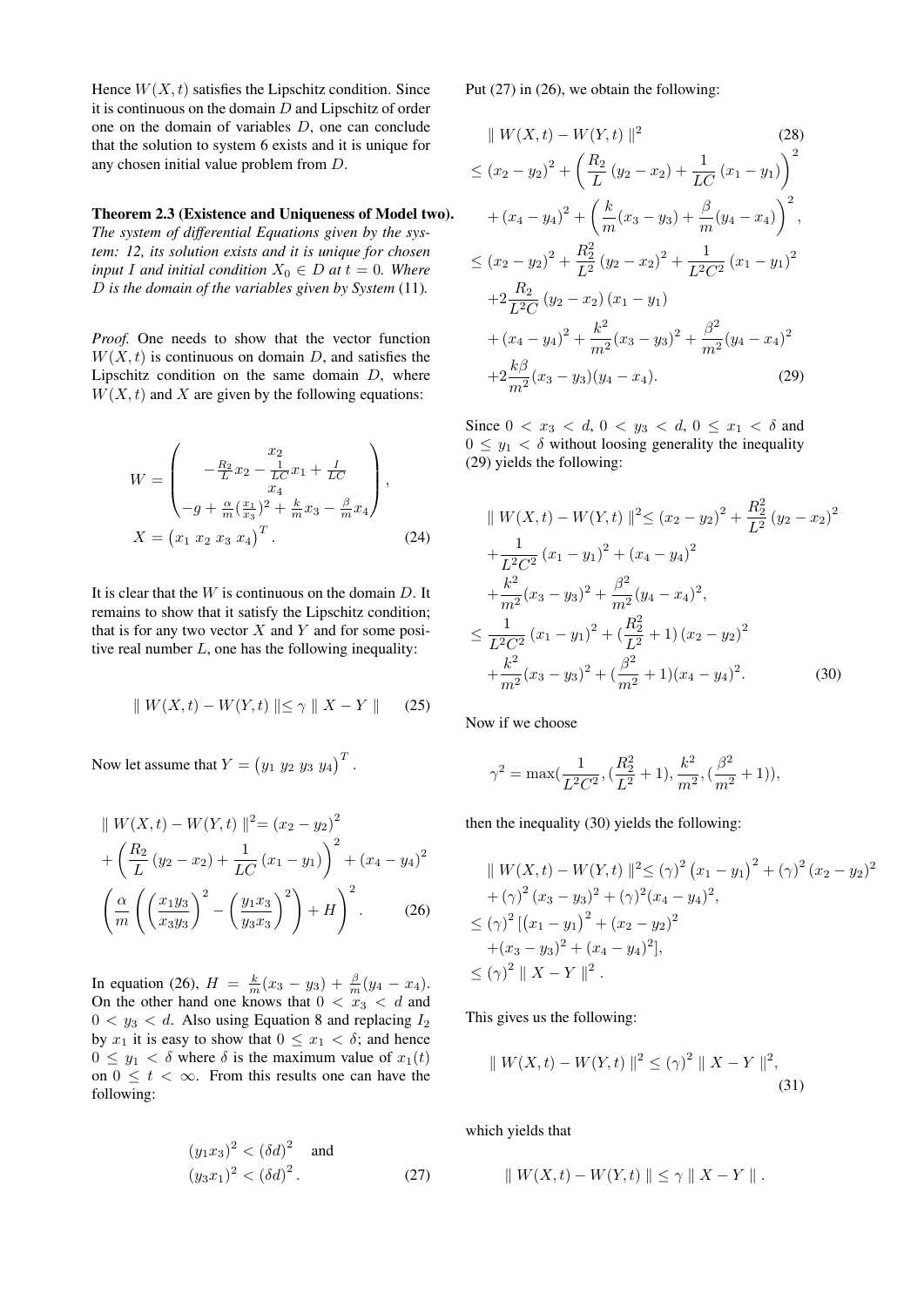Hence $W(X,t)$ satisfies the Lipschitz condition. Since it is continuous on the domain $D$ and Lipschitz of order one on the domain of variables $D$, one can conclude that the solution to system 6 exists and it is unique for any chosen initial value problem from $D$.

**Theorem 2.3 (Existence and Uniqueness of Model two).** *The system of differential Equations given by the system: 12, its solution exists and it is unique for chosen input $I$ and initial condition $X_0 \in D$ at $t = 0$. Where $D$ is the domain of the variables given by System* (11)*.*

*Proof.* One needs to show that the vector function $W(X,t)$ is continuous on domain $D$, and satisfies the Lipschitz condition on the same domain $D$, where $W(X,t)$ and $X$ are given by the following equations:

$$W = \begin{pmatrix} x_2 \\ -\frac{R_2}{L}x_2 - \frac{1}{LC}x_1 + \frac{I}{LC} \\ x_4 \\ -g + \frac{\alpha}{m}(\frac{x_1}{x_3})^2 + \frac{k}{m}x_3 - \frac{\beta}{m}x_4 \end{pmatrix},$$
$$X = \begin{pmatrix} x_1 \ x_2 \ x_3 \ x_4 \end{pmatrix}^T. \tag{24}$$

It is clear that the $W$ is continuous on the domain $D$. It remains to show that it satisfy the Lipschitz condition; that is for any two vector $X$ and $Y$ and for some positive real number $L$, one has the following inequality:

$$\parallel W(X,t) - W(Y,t) \parallel \leq \gamma \parallel X - Y \parallel \tag{25}$$

Now let assume that $Y = \begin{pmatrix} y_1 \ y_2 \ y_3 \ y_4 \end{pmatrix}^T$.

$$\begin{aligned}
&\parallel W(X,t) - W(Y,t) \parallel^2 = (x_2 - y_2)^2 \\
&+ \left(\frac{R_2}{L}(y_2 - x_2) + \frac{1}{LC}(x_1 - y_1)\right)^2 + (x_4 - y_4)^2 \\
&\left(\frac{\alpha}{m}\left(\left(\frac{x_1 y_3}{x_3 y_3}\right)^2 - \left(\frac{y_1 x_3}{y_3 x_3}\right)^2\right) + H\right)^2.
\end{aligned} \tag{26}$$

In equation (26), $H = \frac{k}{m}(x_3 - y_3) + \frac{\beta}{m}(y_4 - x_4)$. On the other hand one knows that $0 < x_3 < d$ and $0 < y_3 < d$. Also using Equation 8 and replacing $I_2$ by $x_1$ it is easy to show that $0 \leq x_1 < \delta$; and hence $0 \leq y_1 < \delta$ where $\delta$ is the maximum value of $x_1(t)$ on $0 \leq t < \infty$. From this results one can have the following:

$$\begin{aligned}
&(y_1 x_3)^2 < (\delta d)^2 \quad \text{and} \\
&(y_3 x_1)^2 < (\delta d)^2.
\end{aligned} \tag{27}$$

Put (27) in (26), we obtain the following:

$$\begin{aligned}
&\parallel W(X,t) - W(Y,t) \parallel^2 \qquad (28) \\
&\leq (x_2 - y_2)^2 + \left(\frac{R_2}{L}(y_2 - x_2) + \frac{1}{LC}(x_1 - y_1)\right)^2 \\
&+ (x_4 - y_4)^2 + \left(\frac{k}{m}(x_3 - y_3) + \frac{\beta}{m}(y_4 - x_4)\right)^2, \\
&\leq (x_2 - y_2)^2 + \frac{R_2^2}{L^2}(y_2 - x_2)^2 + \frac{1}{L^2C^2}(x_1 - y_1)^2 \\
&+ 2\frac{R_2}{L^2C}(y_2 - x_2)(x_1 - y_1) \\
&+ (x_4 - y_4)^2 + \frac{k^2}{m^2}(x_3 - y_3)^2 + \frac{\beta^2}{m^2}(y_4 - x_4)^2 \\
&+ 2\frac{k\beta}{m^2}(x_3 - y_3)(y_4 - x_4).
\end{aligned} \tag{29}$$

Since $0 < x_3 < d$, $0 < y_3 < d$, $0 \leq x_1 < \delta$ and $0 \leq y_1 < \delta$ without loosing generality the inequality (29) yields the following:

$$\begin{aligned}
&\parallel W(X,t) - W(Y,t) \parallel^2 \leq (x_2 - y_2)^2 + \frac{R_2^2}{L^2}(y_2 - x_2)^2 \\
&+ \frac{1}{L^2C^2}(x_1 - y_1)^2 + (x_4 - y_4)^2 \\
&+ \frac{k^2}{m^2}(x_3 - y_3)^2 + \frac{\beta^2}{m^2}(y_4 - x_4)^2, \\
&\leq \frac{1}{L^2C^2}(x_1 - y_1)^2 + (\frac{R_2^2}{L^2} + 1)(x_2 - y_2)^2 \\
&+ \frac{k^2}{m^2}(x_3 - y_3)^2 + (\frac{\beta^2}{m^2} + 1)(x_4 - y_4)^2.
\end{aligned} \tag{30}$$

Now if we choose

$$\gamma^2 = \max(\frac{1}{L^2C^2}, (\frac{R_2^2}{L^2} + 1), \frac{k^2}{m^2}, (\frac{\beta^2}{m^2} + 1)),$$

then the inequality (30) yields the following:

$$\begin{aligned}
&\parallel W(X,t) - W(Y,t) \parallel^2 \leq (\gamma)^2 (x_1 - y_1)^2 + (\gamma)^2 (x_2 - y_2)^2 \\
&+ (\gamma)^2 (x_3 - y_3)^2 + (\gamma)^2 (x_4 - y_4)^2, \\
&\leq (\gamma)^2 [(x_1 - y_1)^2 + (x_2 - y_2)^2 \\
&+ (x_3 - y_3)^2 + (x_4 - y_4)^2], \\
&\leq (\gamma)^2 \parallel X - Y \parallel^2.
\end{aligned}$$

This gives us the following:

$$\parallel W(X,t) - W(Y,t) \parallel^2 \leq (\gamma)^2 \parallel X - Y \parallel^2, \tag{31}$$

which yields that

$$\parallel W(X,t) - W(Y,t) \parallel \leq \gamma \parallel X - Y \parallel.$$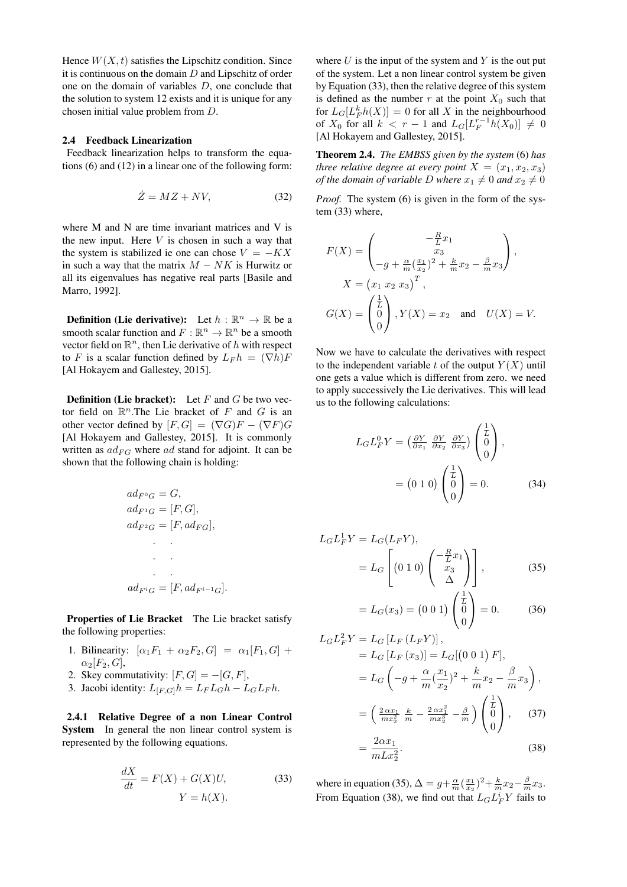Hence $W(X,t)$ satisfies the Lipschitz condition. Since it is continuous on the domain $D$ and Lipschitz of order one on the domain of variables $D$, one conclude that the solution to system 12 exists and it is unique for any chosen initial value problem from $D$.

### 2.4 Feedback Linearization

Feedback linearization helps to transform the equations (6) and (12) in a linear one of the following form:

$$\dot{Z} = MZ + NV, \tag{32}$$

where M and N are time invariant matrices and V is the new input. Here $V$ is chosen in such a way that the system is stabilized ie one can chose $V = -KX$ in such a way that the matrix $M - NK$ is Hurwitz or all its eigenvalues has negative real parts [Basile and Marro, 1992].

**Definition (Lie derivative):** Let $h : \mathbb{R}^n \to \mathbb{R}$ be a smooth scalar function and $F : \mathbb{R}^n \to \mathbb{R}^n$ be a smooth vector field on $\mathbb{R}^n$, then Lie derivative of $h$ with respect to $F$ is a scalar function defined by $L_F h = (\nabla h)F$ [Al Hokayem and Gallestey, 2015].

**Definition (Lie bracket):** Let $F$ and $G$ be two vector field on $\mathbb{R}^n$.The Lie bracket of $F$ and $G$ is an other vector defined by $[F,G] = (\nabla G)F - (\nabla F)G$ [Al Hokayem and Gallestey, 2015]. It is commonly written as $ad_{FG}$ where $ad$ stand for adjoint. It can be shown that the following chain is holding:

$$\begin{aligned}
ad_{F^0G} &= G,\\
ad_{F^1G} &= [F,G],\\
ad_{F^2G} &= [F, ad_{FG}],\\
&\;\;.\quad .\\
&\;\;.\quad .\\
&\;\;.\quad .\\
ad_{F^iG} &= [F, ad_{F^{i-1}G}].
\end{aligned}$$

**Properties of Lie Bracket** The Lie bracket satisfy the following properties:

1. Bilinearity: $[\alpha_1 F_1 + \alpha_2 F_2, G] = \alpha_1[F_1, G] + \alpha_2[F_2, G]$,
2. Skey commutativity: $[F,G] = -[G,F]$,
3. Jacobi identity: $L_{[F,G]}h = L_F L_G h - L_G L_F h$.

#### 2.4.1 Relative Degree of a non Linear Control System

In general the non linear control system is represented by the following equations.

$$\begin{aligned}
\frac{dX}{dt} &= F(X) + G(X)U, \\
Y &= h(X).
\end{aligned} \tag{33}$$

where $U$ is the input of the system and $Y$ is the out put of the system. Let a non linear control system be given by Equation (33), then the relative degree of this system is defined as the number $r$ at the point $X_0$ such that for $L_G[L_F^k h(X)] = 0$ for all $X$ in the neighbourhood of $X_0$ for all $k < r-1$ and $L_G[L_F^{r-1}h(X_0)] \neq 0$ [Al Hokayem and Gallestey, 2015].

**Theorem 2.4.** *The EMBSS given by the system* (6) *has three relative degree at every point $X = (x_1, x_2, x_3)$ of the domain of variable $D$ where $x_1 \neq 0$ and $x_2 \neq 0$*

*Proof.* The system (6) is given in the form of the system (33) where,

$$\begin{aligned}
F(X) &= \begin{pmatrix} -\frac{R}{L}x_1 \\ x_3 \\ -g + \frac{\alpha}{m}(\frac{x_1}{x_2})^2 + \frac{k}{m}x_2 - \frac{\beta}{m}x_3 \end{pmatrix},\\
X &= \begin{pmatrix} x_1 & x_2 & x_3 \end{pmatrix}^T,\\
G(X) &= \begin{pmatrix} \frac{1}{L} \\ 0 \\ 0 \end{pmatrix}, Y(X) = x_2 \quad \text{and} \quad U(X) = V.
\end{aligned}$$

Now we have to calculate the derivatives with respect to the independent variable $t$ of the output $Y(X)$ until one gets a value which is different from zero. we need to apply successively the Lie derivatives. This will lead us to the following calculations:

$$\begin{aligned}
L_G L_F^0 Y &= \begin{pmatrix} \frac{\partial Y}{\partial x_1} & \frac{\partial Y}{\partial x_2} & \frac{\partial Y}{\partial x_3} \end{pmatrix} \begin{pmatrix} \frac{1}{L} \\ 0 \\ 0 \end{pmatrix},\\
&= \begin{pmatrix} 0 & 1 & 0 \end{pmatrix} \begin{pmatrix} \frac{1}{L} \\ 0 \\ 0 \end{pmatrix} = 0.
\end{aligned} \tag{34}$$

$$\begin{aligned}
L_G L_F^1 Y &= L_G(L_F Y),\\
&= L_G \left[ \begin{pmatrix} 0 & 1 & 0 \end{pmatrix} \begin{pmatrix} -\frac{R}{L}x_1 \\ x_3 \\ \Delta \end{pmatrix} \right],
\end{aligned} \tag{35}$$

$$= L_G(x_3) = \begin{pmatrix} 0 & 0 & 1 \end{pmatrix} \begin{pmatrix} \frac{1}{L} \\ 0 \\ 0 \end{pmatrix} = 0. \tag{36}$$

$$\begin{aligned}
L_G L_F^2 Y &= L_G \left[ L_F \left( L_F Y \right) \right],\\
&= L_G \left[ L_F \left( x_3 \right) \right] = L_G [\begin{pmatrix} 0 & 0 & 1 \end{pmatrix} F],\\
&= L_G \left( -g + \frac{\alpha}{m}(\frac{x_1}{x_2})^2 + \frac{k}{m}x_2 - \frac{\beta}{m}x_3 \right),\\
&= \begin{pmatrix} \frac{2\alpha x_1}{m x_2^2} & \frac{k}{m} - \frac{2\alpha x_1^2}{m x_2^3} & -\frac{\beta}{m} \end{pmatrix} \begin{pmatrix} \frac{1}{L} \\ 0 \\ 0 \end{pmatrix},
\end{aligned} \tag{37}$$

$$= \frac{2\alpha x_1}{m L x_2^2}. \tag{38}$$

where in equation (35), $\Delta = g + \frac{\alpha}{m}(\frac{x_1}{x_2})^2 + \frac{k}{m}x_2 - \frac{\beta}{m}x_3$. From Equation (38), we find out that $L_G L_F^i Y$ fails to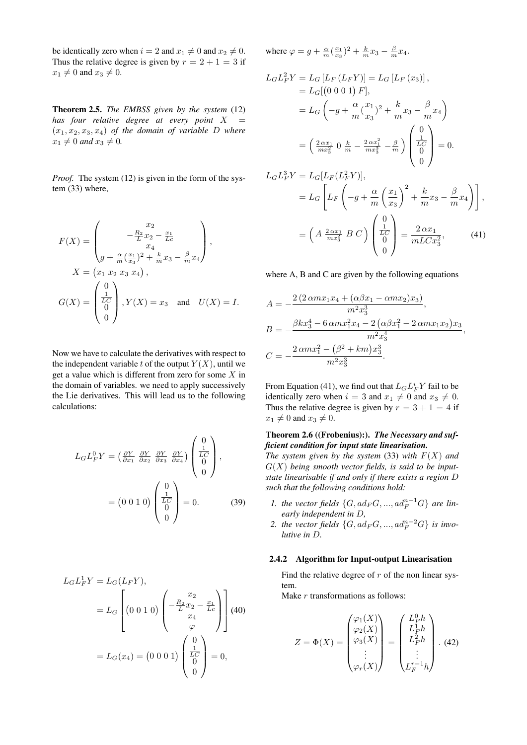be identically zero when $i = 2$ and $x_1 \neq 0$ and $x_2 \neq 0$. Thus the relative degree is given by $r = 2 + 1 = 3$ if $x_1 \neq 0$ and $x_3 \neq 0$.

**Theorem 2.5.** *The EMBSS given by the system* (12) *has four relative degree at every point $X = (x_1, x_2, x_3, x_4)$ of the domain of variable $D$ where $x_1 \neq 0$ and $x_3 \neq 0$.*

*Proof.* The system (12) is given in the form of the system (33) where,

$$F(X) = \begin{pmatrix} x_2 \\ -\frac{R_2}{L}x_2 - \frac{x_1}{Lc} \\ x_4 \\ g + \frac{\alpha}{m}(\frac{x_1}{x_3})^2 + \frac{k}{m}x_3 - \frac{\beta}{m}x_4 \end{pmatrix},$$

$$X = \begin{pmatrix} x_1 & x_2 & x_3 & x_4 \end{pmatrix},$$

$$G(X) = \begin{pmatrix} 0 \\ \frac{1}{LC} \\ 0 \\ 0 \end{pmatrix}, Y(X) = x_3 \quad \text{and} \quad U(X) = I.$$

Now we have to calculate the derivatives with respect to the independent variable $t$ of the output $Y(X)$, until we get a value which is different from zero for some $X$ in the domain of variables. we need to apply successively the Lie derivatives. This will lead us to the following calculations:

$$\begin{aligned} L_G L_F^0 Y &= \begin{pmatrix} \frac{\partial Y}{\partial x_1} & \frac{\partial Y}{\partial x_2} & \frac{\partial Y}{\partial x_3} & \frac{\partial Y}{\partial x_4} \end{pmatrix} \begin{pmatrix} 0 \\ \frac{1}{LC} \\ 0 \\ 0 \end{pmatrix}, \\ &= \begin{pmatrix} 0 & 0 & 1 & 0 \end{pmatrix} \begin{pmatrix} 0 \\ \frac{1}{LC} \\ 0 \\ 0 \end{pmatrix} = 0. \end{aligned} \tag{39}$$

$$\begin{aligned} L_G L_F^1 Y &= L_G(L_F Y), \\ &= L_G \left[ \begin{pmatrix} 0 & 0 & 1 & 0 \end{pmatrix} \begin{pmatrix} x_2 \\ -\frac{R_2}{L}x_2 - \frac{x_1}{Lc} \\ x_4 \\ \varphi \end{pmatrix} \right] \\ &= L_G(x_4) = \begin{pmatrix} 0 & 0 & 0 & 1 \end{pmatrix} \begin{pmatrix} 0 \\ \frac{1}{LC} \\ 0 \\ 0 \end{pmatrix} = 0, \end{aligned} \tag{40}$$

where $\varphi = g + \frac{\alpha}{m}(\frac{x_1}{x_3})^2 + \frac{k}{m}x_3 - \frac{\beta}{m}x_4$.

$$\begin{aligned} L_G L_F^2 Y &= L_G\left[L_F\left(L_F Y\right)\right] = L_G\left[L_F\left(x_3\right)\right], \\ &= L_G[\begin{pmatrix} 0 & 0 & 0 & 1 \end{pmatrix} F], \\ &= L_G\left(-g + \frac{\alpha}{m}(\frac{x_1}{x_3})^2 + \frac{k}{m}x_3 - \frac{\beta}{m}x_4\right) \\ &= \begin{pmatrix} \frac{2\alpha x_1}{m x_3^2} & 0 & \frac{k}{m} - \frac{2\alpha x_1^2}{m x_3^3} & -\frac{\beta}{m} \end{pmatrix} \begin{pmatrix} 0 \\ \frac{1}{LC} \\ 0 \\ 0 \end{pmatrix} = 0. \end{aligned}$$

$$\begin{aligned} L_G L_F^3 Y &= L_G[L_F(L_F^2 Y)], \\ &= L_G\left[L_F\left(-g + \frac{\alpha}{m}\left(\frac{x_1}{x_3}\right)^2 + \frac{k}{m}x_3 - \frac{\beta}{m}x_4\right)\right], \\ &= \begin{pmatrix} A & \frac{2\alpha x_1}{m x_3^2} & B & C \end{pmatrix} \begin{pmatrix} 0 \\ \frac{1}{LC} \\ 0 \\ 0 \end{pmatrix} = \frac{2\alpha x_1}{mLC x_3^2}, \end{aligned} \tag{41}$$

where A, B and C are given by the following equations

$$A = -\frac{2\left(2\,\alpha m x_1 x_4 + (\alpha\beta x_1 - \alpha m x_2)x_3\right)}{m^2 x_3^3},$$

$$B = -\frac{\beta k x_3^4 - 6\,\alpha m x_1^2 x_4 - 2\left(\alpha\beta x_1^2 - 2\,\alpha m x_1 x_2\right)x_3}{m^2 x_3^4},$$

$$C = -\frac{2\,\alpha m x_1^2 - \left(\beta^2 + km\right)x_3^3}{m^2 x_3^3}.$$

From Equation (41), we find out that $L_G L_F^i Y$ fail to be identically zero when $i = 3$ and $x_1 \neq 0$ and $x_3 \neq 0$. Thus the relative degree is given by $r = 3 + 1 = 4$ if $x_1 \neq 0$ and $x_3 \neq 0$.

**Theorem 2.6 ((Frobenius):).** ***The Necessary and sufficient condition for input state linearisation.***
*The system given by the system* (33) *with $F(X)$ and $G(X)$ being smooth vector fields, is said to be input-state linearisable if and only if there exists a region $D$ such that the following conditions hold:*

1. *the vector fields $\{G, ad_F G, ..., ad_F^{n-1} G\}$ are linearly independent in $D$,*
2. *the vector fields $\{G, ad_F G, ..., ad_F^{n-2} G\}$ is involutive in $D$.*

#### 2.4.2 Algorithm for Input-output Linearisation

Find the relative degree of $r$ of the non linear system.

Make $r$ transformations as follows:

$$Z = \Phi(X) = \begin{pmatrix} \varphi_1(X) \\ \varphi_2(X) \\ \varphi_3(X) \\ \vdots \\ \varphi_r(X) \end{pmatrix} = \begin{pmatrix} L_F^0 h \\ L_F^1 h \\ L_F^2 h \\ \vdots \\ L_F^{r-1} h \end{pmatrix}. \tag{42}$$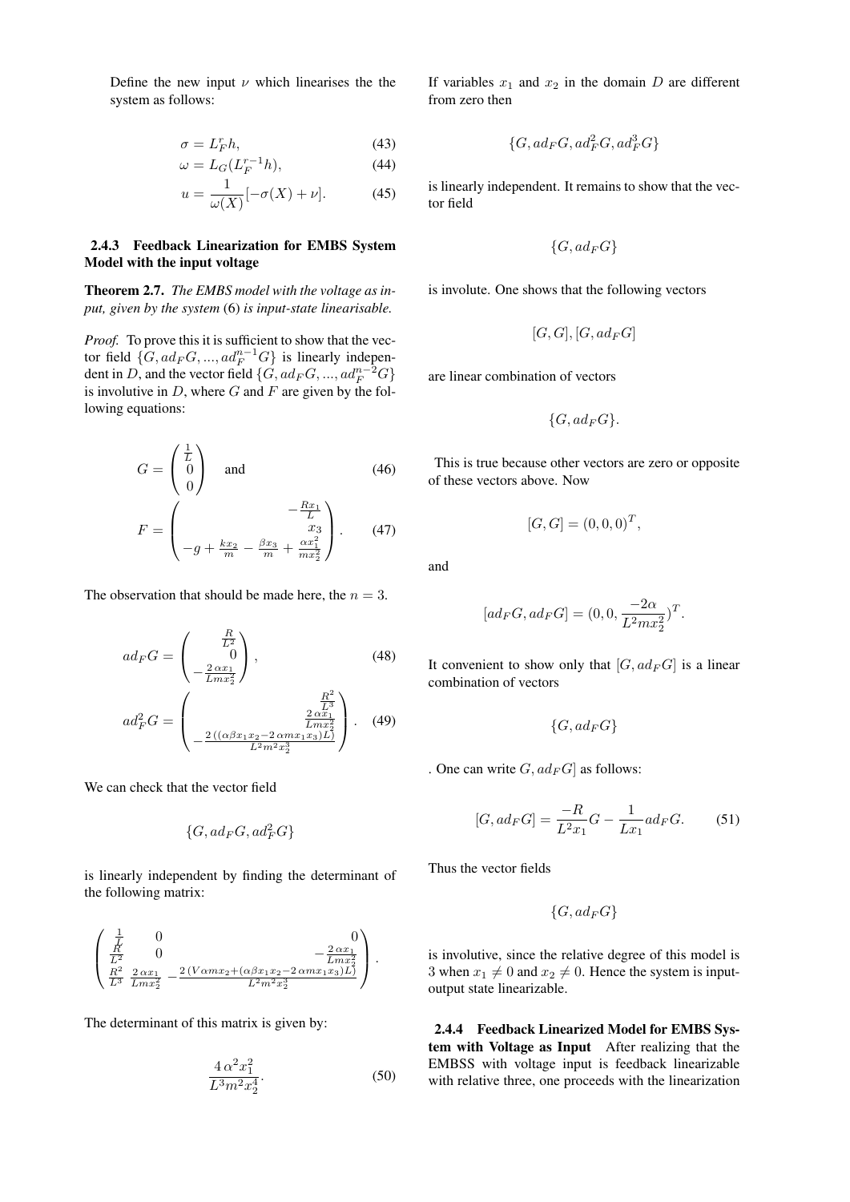Define the new input $\nu$ which linearises the the system as follows:

$$\sigma = L_F^r h, \tag{43}$$

$$\omega = L_G(L_F^{r-1}h), \tag{44}$$

$$u = \frac{1}{\omega(X)}[-\sigma(X) + \nu]. \tag{45}$$

#### 2.4.3 Feedback Linearization for EMBS System Model with the input voltage

**Theorem 2.7.** *The EMBS model with the voltage as input, given by the system* (6) *is input-state linearisable.*

*Proof.* To prove this it is sufficient to show that the vector field $\{G, ad_F G, ..., ad_F^{n-1}G\}$ is linearly independent in $D$, and the vector field $\{G, ad_F G, ..., ad_F^{n-2}G\}$ is involutive in $D$, where $G$ and $F$ are given by the following equations:

$$G = \begin{pmatrix} \frac{1}{L} \\ 0 \\ 0 \end{pmatrix} \quad \text{and} \tag{46}$$

$$F = \begin{pmatrix} -\frac{Rx_1}{L} \\ x_3 \\ -g + \frac{kx_2}{m} - \frac{\beta x_3}{m} + \frac{\alpha x_1^2}{mx_2^2} \end{pmatrix}. \tag{47}$$

The observation that should be made here, the $n = 3$.

$$ad_F G = \begin{pmatrix} \frac{R}{L^2} \\ 0 \\ -\frac{2\,\alpha x_1}{Lmx_2^2} \end{pmatrix}, \tag{48}$$

$$ad_F^2 G = \begin{pmatrix} \frac{R^2}{L^3} \\ \frac{2\,\alpha x_1}{Lmx_2^2} \\ -\frac{2\,((\alpha\beta x_1 x_2 - 2\,\alpha m x_1 x_3)L)}{L^2 m^2 x_2^3} \end{pmatrix}. \tag{49}$$

We can check that the vector field

$$\{G, ad_F G, ad_F^2 G\}$$

is linearly independent by finding the determinant of the following matrix:

$$\begin{pmatrix} \frac{1}{L} & 0 & 0 \\ \frac{R}{L^2} & 0 & -\frac{2\,\alpha x_1}{Lmx_2^2} \\ \frac{R^2}{L^3} & \frac{2\,\alpha x_1}{Lmx_2^2} & -\frac{2\,(V\alpha m x_2 + (\alpha\beta x_1 x_2 - 2\,\alpha m x_1 x_3)L)}{L^2 m^2 x_2^3} \end{pmatrix}.$$

The determinant of this matrix is given by:

$$\frac{4\,\alpha^2 x_1^2}{L^3 m^2 x_2^4}. \tag{50}$$

If variables $x_1$ and $x_2$ in the domain $D$ are different from zero then

$$\{G, ad_F G, ad_F^2 G, ad_F^3 G\}$$

is linearly independent. It remains to show that the vector field

$$\{G, ad_F G\}$$

is involute. One shows that the following vectors

$$[G, G], [G, ad_F G]$$

are linear combination of vectors

$$\{G, ad_F G\}.$$

This is true because other vectors are zero or opposite of these vectors above. Now

$$[G, G] = (0, 0, 0)^T,$$

and

$$[ad_F G, ad_F G] = (0, 0, \frac{-2\alpha}{L^2 m x_2^2})^T.$$

It convenient to show only that $[G, ad_F G]$ is a linear combination of vectors

$$\{G, ad_F G\}$$

. One can write $G, ad_F G]$ as follows:

$$[G, ad_F G] = \frac{-R}{L^2 x_1} G - \frac{1}{Lx_1} ad_F G. \tag{51}$$

Thus the vector fields

$$\{G, ad_F G\}$$

is involutive, since the relative degree of this model is 3 when $x_1 \neq 0$ and $x_2 \neq 0$. Hence the system is input-output state linearizable.

**2.4.4 Feedback Linearized Model for EMBS System with Voltage as Input** After realizing that the EMBSS with voltage input is feedback linearizable with relative three, one proceeds with the linearization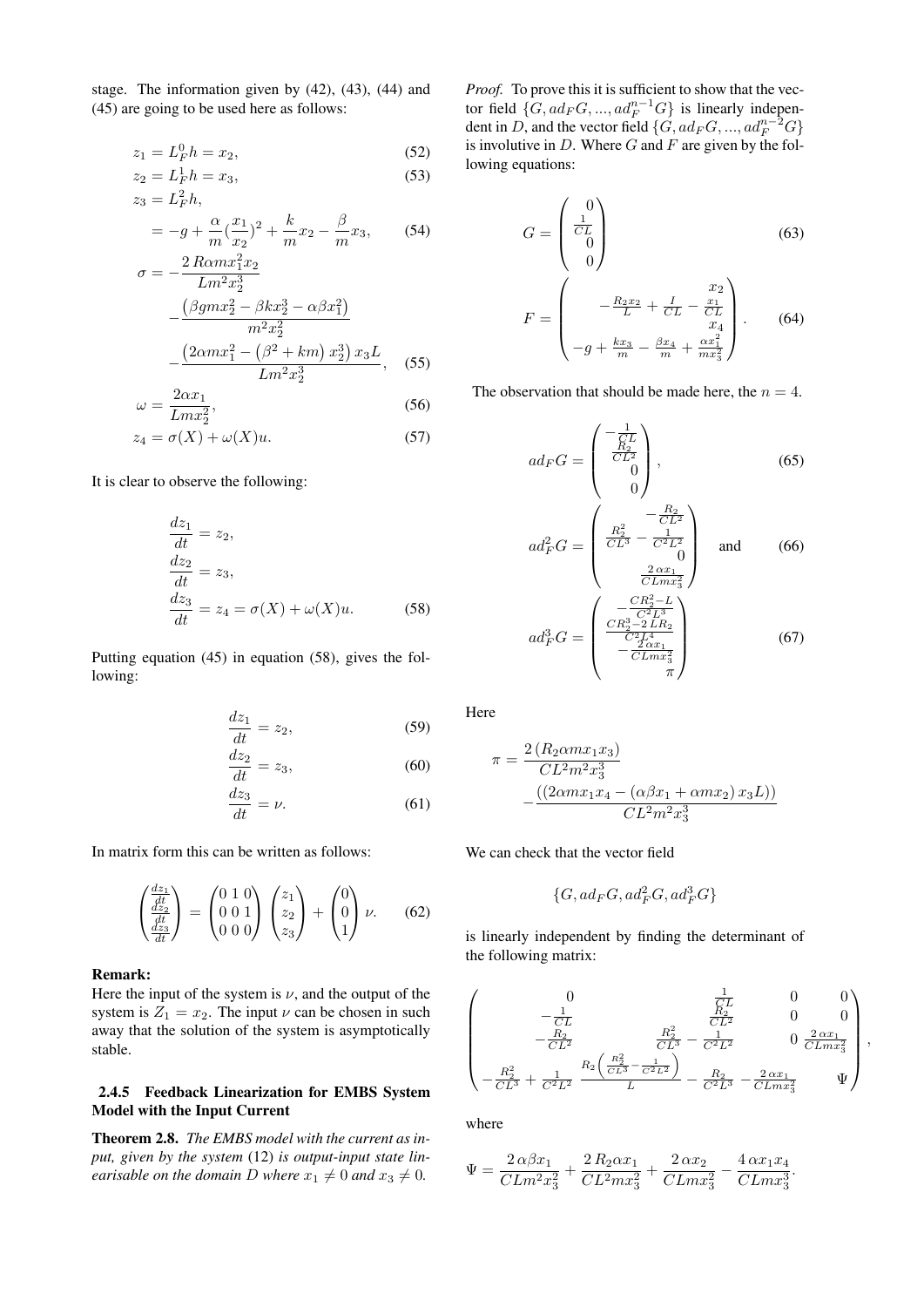stage. The information given by (42), (43), (44) and (45) are going to be used here as follows:

$$z_1 = L_F^0 h = x_2, \tag{52}$$

$$z_2 = L_F^1 h = x_3, \tag{53}$$

$$\begin{aligned} z_3 &= L_F^2 h, \\ &= -g + \frac{\alpha}{m}(\frac{x_1}{x_2})^2 + \frac{k}{m}x_2 - \frac{\beta}{m}x_3, \end{aligned} \tag{54}$$

$$\begin{aligned} \sigma = &-\frac{2\,R\alpha m x_1^2 x_2}{Lm^2 x_2^3} \\ &-\frac{\left(\beta g m x_2^2 - \beta k x_2^3 - \alpha\beta x_1^2\right)}{m^2 x_2^2} \\ &-\frac{\left(2\alpha m x_1^2 - \left(\beta^2 + km\right) x_2^3\right) x_3 L}{Lm^2 x_2^3}, \end{aligned} \tag{55}$$

$$\omega = \frac{2\alpha x_1}{Lm x_2^2}, \tag{56}$$

$$z_4 = \sigma(X) + \omega(X)u. \tag{57}$$

It is clear to observe the following:

$$\begin{aligned} \frac{dz_1}{dt} &= z_2, \\ \frac{dz_2}{dt} &= z_3, \\ \frac{dz_3}{dt} &= z_4 = \sigma(X) + \omega(X)u. \end{aligned} \tag{58}$$

Putting equation (45) in equation (58), gives the following:

$$\frac{dz_1}{dt} = z_2, \tag{59}$$

$$\frac{dz_2}{dt} = z_3, \tag{60}$$

$$\frac{dz_3}{dt} = \nu. \tag{61}$$

In matrix form this can be written as follows:

$$\begin{pmatrix} \frac{dz_1}{dt} \\ \frac{dz_2}{dt} \\ \frac{dz_3}{dt} \end{pmatrix} = \begin{pmatrix} 0 & 1 & 0 \\ 0 & 0 & 1 \\ 0 & 0 & 0 \end{pmatrix} \begin{pmatrix} z_1 \\ z_2 \\ z_3 \end{pmatrix} + \begin{pmatrix} 0 \\ 0 \\ 1 \end{pmatrix} \nu. \tag{62}$$

**Remark:**
Here the input of the system is $\nu$, and the output of the system is $Z_1 = x_2$. The input $\nu$ can be chosen in such away that the solution of the system is asymptotically stable.

### 2.4.5 Feedback Linearization for EMBS System Model with the Input Current

**Theorem 2.8.** *The EMBS model with the current as input, given by the system* (12) *is output-input state linearisable on the domain $D$ where $x_1 \neq 0$ and $x_3 \neq 0$.*

*Proof.* To prove this it is sufficient to show that the vector field $\{G, ad_F G, ..., ad_F^{n-1} G\}$ is linearly independent in $D$, and the vector field $\{G, ad_F G, ..., ad_F^{n-2} G\}$ is involutive in $D$. Where $G$ and $F$ are given by the following equations:

$$G = \begin{pmatrix} 0 \\ \frac{1}{CL} \\ 0 \\ 0 \end{pmatrix} \tag{63}$$

$$F = \begin{pmatrix} x_2 \\ -\frac{R_2 x_2}{L} + \frac{I}{CL} - \frac{x_1}{CL} \\ x_4 \\ -g + \frac{k x_3}{m} - \frac{\beta x_4}{m} + \frac{\alpha x_1^2}{m x_3^2} \end{pmatrix}. \tag{64}$$

The observation that should be made here, the $n = 4$.

$$ad_F G = \begin{pmatrix} -\frac{1}{CL} \\ \frac{R_2}{CL^2} \\ 0 \\ 0 \end{pmatrix}, \tag{65}$$

$$ad_F^2 G = \begin{pmatrix} -\frac{R_2}{CL^2} \\ \frac{R_2^2}{CL^3} - \frac{1}{C^2L^2} \\ 0 \\ \frac{2\,\alpha x_1}{CLm x_3^2} \end{pmatrix} \quad \text{and} \tag{66}$$

$$ad_F^3 G = \begin{pmatrix} -\frac{CR_2^2 - L}{C^2L^3} \\ \frac{CR_2^3 - 2\,LR_2}{C^2L^4} \\ -\frac{2\,\alpha x_1}{CLm x_3^2} \\ \pi \end{pmatrix} \tag{67}$$

Here

$$\begin{aligned} \pi = &\frac{2\left(R_2 \alpha m x_1 x_3\right)}{CL^2 m^2 x_3^3} \\ &-\frac{\left(\left(2\alpha m x_1 x_4 - \left(\alpha\beta x_1 + \alpha m x_2\right) x_3 L\right)\right)}{CL^2 m^2 x_3^3} \end{aligned}$$

We can check that the vector field

$$\{G, ad_F G, ad_F^2 G, ad_F^3 G\}$$

is linearly independent by finding the determinant of the following matrix:

$$\begin{pmatrix} 0 & \frac{1}{CL} & 0 & 0 \\ -\frac{1}{CL} & \frac{R_2}{CL^2} & 0 & 0 \\ -\frac{R_2}{CL^2} & \frac{R_2^2}{CL^3} - \frac{1}{C^2L^2} & 0 & \frac{2\,\alpha x_1}{CLm x_3^2} \\ -\frac{R_2^2}{CL^3} + \frac{1}{C^2L^2} & \frac{R_2\left(\frac{R_2^2}{CL^3} - \frac{1}{C^2L^2}\right)}{L} - \frac{R_2}{C^2L^3} & -\frac{2\,\alpha x_1}{CLm x_3^2} & \Psi \end{pmatrix},$$

where

$$\Psi = \frac{2\,\alpha\beta x_1}{CLm^2 x_3^2} + \frac{2\,R_2 \alpha x_1}{CL^2 m x_3^2} + \frac{2\,\alpha x_2}{CLm x_3^2} - \frac{4\,\alpha x_1 x_4}{CLm x_3^3}.$$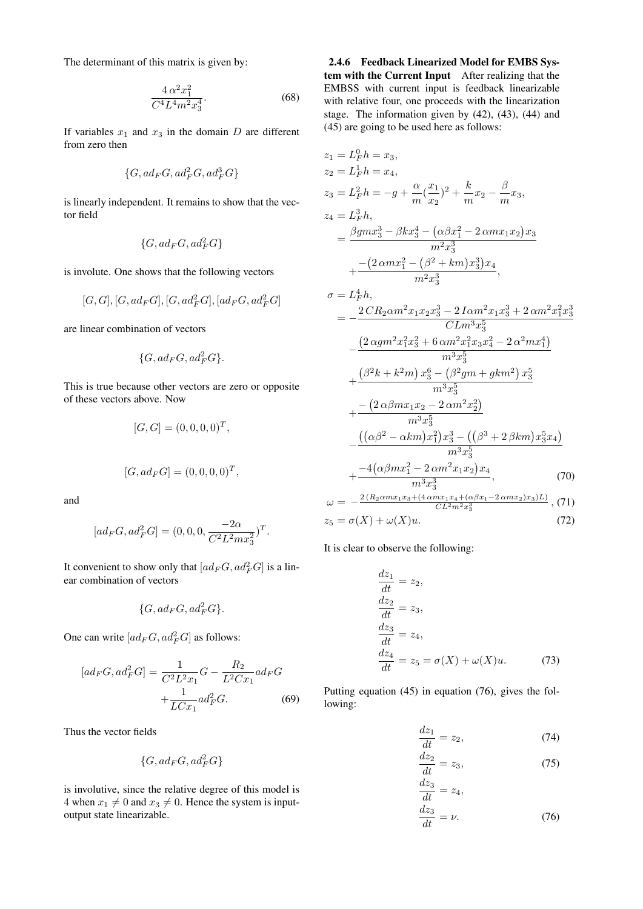The determinant of this matrix is given by:

$$\frac{4\,\alpha^2 x_1^2}{C^4 L^4 m^2 x_3^4}. \tag{68}$$

If variables $x_1$ and $x_3$ in the domain $D$ are different from zero then

$$\{G, ad_F G, ad_F^2 G, ad_F^3 G\}$$

is linearly independent. It remains to show that the vector field

$$\{G, ad_F G, ad_F^2 G\}$$

is involute. One shows that the following vectors

$$[G, G], [G, ad_F G], [G, ad_F^2 G], [ad_F G, ad_F^2 G]$$

are linear combination of vectors

$$\{G, ad_F G, ad_F^2 G\}.$$

This is true because other vectors are zero or opposite of these vectors above. Now

$$[G, G] = (0, 0, 0, 0)^T,$$

$$[G, ad_F G] = (0, 0, 0, 0)^T,$$

and

$$[ad_F G, ad_F^2 G] = (0, 0, 0, \frac{-2\alpha}{C^2 L^2 m x_3^2})^T.$$

It convenient to show only that $[ad_F G, ad_F^2 G]$ is a linear combination of vectors

$$\{G, ad_F G, ad_F^2 G\}.$$

One can write $[ad_F G, ad_F^2 G]$ as follows:

$$[ad_F G, ad_F^2 G] = \frac{1}{C^2 L^2 x_1} G - \frac{R_2}{L^2 C x_1} ad_F G + \frac{1}{LCx_1} ad_F^2 G. \tag{69}$$

Thus the vector fields

$$\{G, ad_F G, ad_F^2 G\}$$

is involutive, since the relative degree of this model is 4 when $x_1 \neq 0$ and $x_3 \neq 0$. Hence the system is input-output state linearizable.

#### 2.4.6 Feedback Linearized Model for EMBS System with the Current Input

After realizing that the EMBSS with current input is feedback linearizable with relative four, one proceeds with the linearization stage. The information given by (42), (43), (44) and (45) are going to be used here as follows:

$$\begin{aligned}
z_1 &= L_F^0 h = x_3, \\
z_2 &= L_F^1 h = x_4, \\
z_3 &= L_F^2 h = -g + \frac{\alpha}{m}(\frac{x_1}{x_2})^2 + \frac{k}{m} x_2 - \frac{\beta}{m} x_3, \\
z_4 &= L_F^3 h, \\
&= \frac{\beta g m x_3^3 - \beta k x_3^4 - \left(\alpha\beta x_1^2 - 2\,\alpha m x_1 x_2\right) x_3}{m^2 x_3^3} \\
&\quad + \frac{-\left(2\,\alpha m x_1^2 - \left(\beta^2 + km\right) x_3^3\right) x_4}{m^2 x_3^3}, \\
\sigma &= L_F^4 h, \\
&= -\frac{2\,C R_2 \alpha m^2 x_1 x_2 x_3^3 - 2\,I \alpha m^2 x_1 x_3^3 + 2\,\alpha m^2 x_1^2 x_3^3}{C L m^3 x_3^5} \\
&\quad - \frac{\left(2\,\alpha g m^2 x_1^2 x_3^2 + 6\,\alpha m^2 x_1^2 x_3 x_4^2 - 2\,\alpha^2 m x_1^4\right)}{m^3 x_3^5} \\
&\quad + \frac{\left(\beta^2 k + k^2 m\right) x_3^6 - \left(\beta^2 g m + g k m^2\right) x_3^5}{m^3 x_3^5} \\
&\quad + \frac{-\left(2\,\alpha\beta m x_1 x_2 - 2\,\alpha m^2 x_2^2\right)}{m^3 x_3^5} \\
&\quad - \frac{\left(\left(\alpha\beta^2 - \alpha k m\right) x_1^2\right) x_3^3 - \left(\left(\beta^3 + 2\,\beta k m\right) x_3^5 x_4\right)}{m^3 x_3^5} \\
&\quad + \frac{-4\left(\alpha\beta m x_1^2 - 2\,\alpha m^2 x_1 x_2\right) x_4}{m^3 x_3^3},
\end{aligned} \tag{70}$$

$$\omega = -\frac{2\left(R_2 \alpha m x_1 x_3 + \left(4\,\alpha m x_1 x_4 + \left(\alpha\beta x_1 - 2\,\alpha m x_2\right) x_3\right) L\right)}{C L^2 m^2 x_3^3}, \tag{71}$$

$$z_5 = \sigma(X) + \omega(X) u. \tag{72}$$

It is clear to observe the following:

$$\begin{aligned}
\frac{dz_1}{dt} &= z_2, \\
\frac{dz_2}{dt} &= z_3, \\
\frac{dz_3}{dt} &= z_4, \\
\frac{dz_4}{dt} &= z_5 = \sigma(X) + \omega(X) u.
\end{aligned} \tag{73}$$

Putting equation (45) in equation (76), gives the following:

$$\frac{dz_1}{dt} = z_2, \tag{74}$$

$$\frac{dz_2}{dt} = z_3, \tag{75}$$

$$\frac{dz_3}{dt} = z_4,$$

$$\frac{dz_3}{dt} = \nu. \tag{76}$$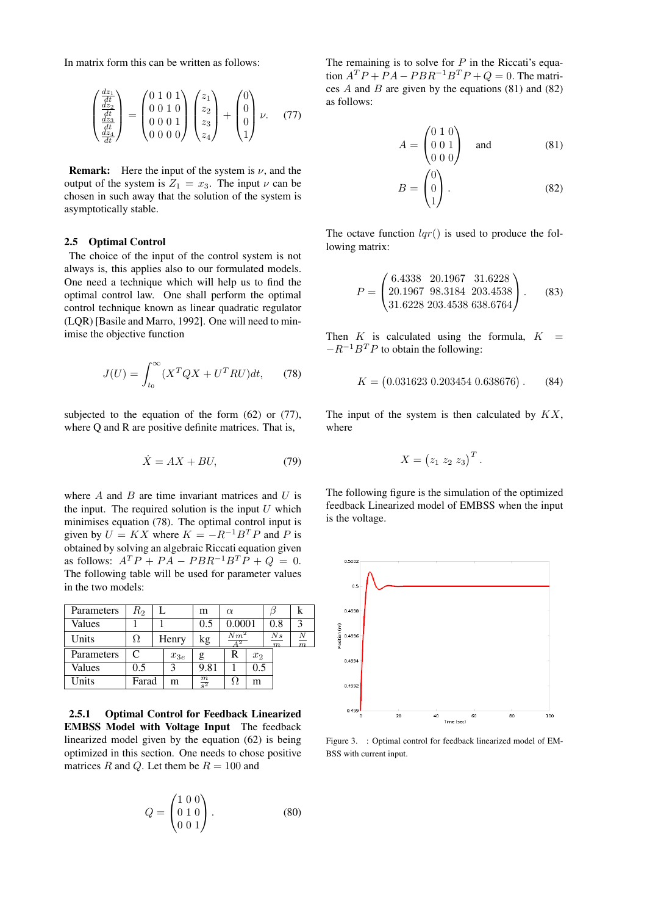In matrix form this can be written as follows:

$$\begin{pmatrix} \frac{dz_1}{dt} \\ \frac{dz_2}{dt} \\ \frac{dz_3}{dt} \\ \frac{dz_4}{dt} \end{pmatrix} = \begin{pmatrix} 0 & 1 & 0 & 1 \\ 0 & 0 & 1 & 0 \\ 0 & 0 & 0 & 1 \\ 0 & 0 & 0 & 0 \end{pmatrix} \begin{pmatrix} z_1 \\ z_2 \\ z_3 \\ z_4 \end{pmatrix} + \begin{pmatrix} 0 \\ 0 \\ 0 \\ 1 \end{pmatrix} \nu. \quad (77)$$

**Remark:** Here the input of the system is $\nu$, and the output of the system is $Z_1 = x_3$. The input $\nu$ can be chosen in such away that the solution of the system is asymptotically stable.

### 2.5 Optimal Control

The choice of the input of the control system is not always is, this applies also to our formulated models. One need a technique which will help us to find the optimal control law. One shall perform the optimal control technique known as linear quadratic regulator (LQR) [Basile and Marro, 1992]. One will need to minimise the objective function

$$J(U) = \int_{t_0}^{\infty} (X^T Q X + U^T R U) dt, \quad (78)$$

subjected to the equation of the form (62) or (77), where Q and R are positive definite matrices. That is,

$$\dot{X} = AX + BU, \quad (79)$$

where $A$ and $B$ are time invariant matrices and $U$ is the input. The required solution is the input $U$ which minimises equation (78). The optimal control input is given by $U = KX$ where $K = -R^{-1}B^T P$ and $P$ is obtained by solving an algebraic Riccati equation given as follows: $A^T P + PA - PBR^{-1}B^T P + Q = 0$. The following table will be used for parameter values in the two models:

| Parameters | $R_2$ | L | m | $\alpha$ | $\beta$ | k |
|---|---|---|---|---|---|---|
| Values | 1 | 1 | 0.5 | 0.0001 | 0.8 | 3 |
| Units | $\Omega$ | Henry | kg | $\frac{Nm^2}{A^2}$ | $\frac{Ns}{m}$ | $\frac{N}{m}$ |

| Parameters | C | $x_{3e}$ | g | R | $x_2$ |
|---|---|---|---|---|---|
| Values | 0.5 | 3 | 9.81 | 1 | 0.5 |
| Units | Farad | m | $\frac{m}{s^2}$ | $\Omega$ | m |

#### 2.5.1 Optimal Control for Feedback Linearized EMBSS Model with Voltage Input

The feedback linearized model given by the equation (62) is being optimized in this section. One needs to chose positive matrices $R$ and $Q$. Let them be $R = 100$ and

$$Q = \begin{pmatrix} 1 & 0 & 0 \\ 0 & 1 & 0 \\ 0 & 0 & 1 \end{pmatrix}. \quad (80)$$

The remaining is to solve for $P$ in the Riccati's equation $A^T P + PA - PBR^{-1}B^T P + Q = 0$. The matrices $A$ and $B$ are given by the equations (81) and (82) as follows:

$$A = \begin{pmatrix} 0 & 1 & 0 \\ 0 & 0 & 1 \\ 0 & 0 & 0 \end{pmatrix} \quad \text{and} \quad (81)$$

$$B = \begin{pmatrix} 0 \\ 0 \\ 1 \end{pmatrix}. \quad (82)$$

The octave function $lqr()$ is used to produce the following matrix:

$$P = \begin{pmatrix} 6.4338 & 20.1967 & 31.6228 \\ 20.1967 & 98.3184 & 203.4538 \\ 31.6228 & 203.4538 & 638.6764 \end{pmatrix}. \quad (83)$$

Then $K$ is calculated using the formula, $K = -R^{-1}B^T P$ to obtain the following:

$$K = \begin{pmatrix} 0.031623 & 0.203454 & 0.638676 \end{pmatrix}. \quad (84)$$

The input of the system is then calculated by $KX$, where

$$X = \begin{pmatrix} z_1 & z_2 & z_3 \end{pmatrix}^T.$$

The following figure is the simulation of the optimized feedback Linearized model of EMBSS when the input is the voltage.

Figure 3. : Optimal control for feedback linearized model of EMBSS with current input.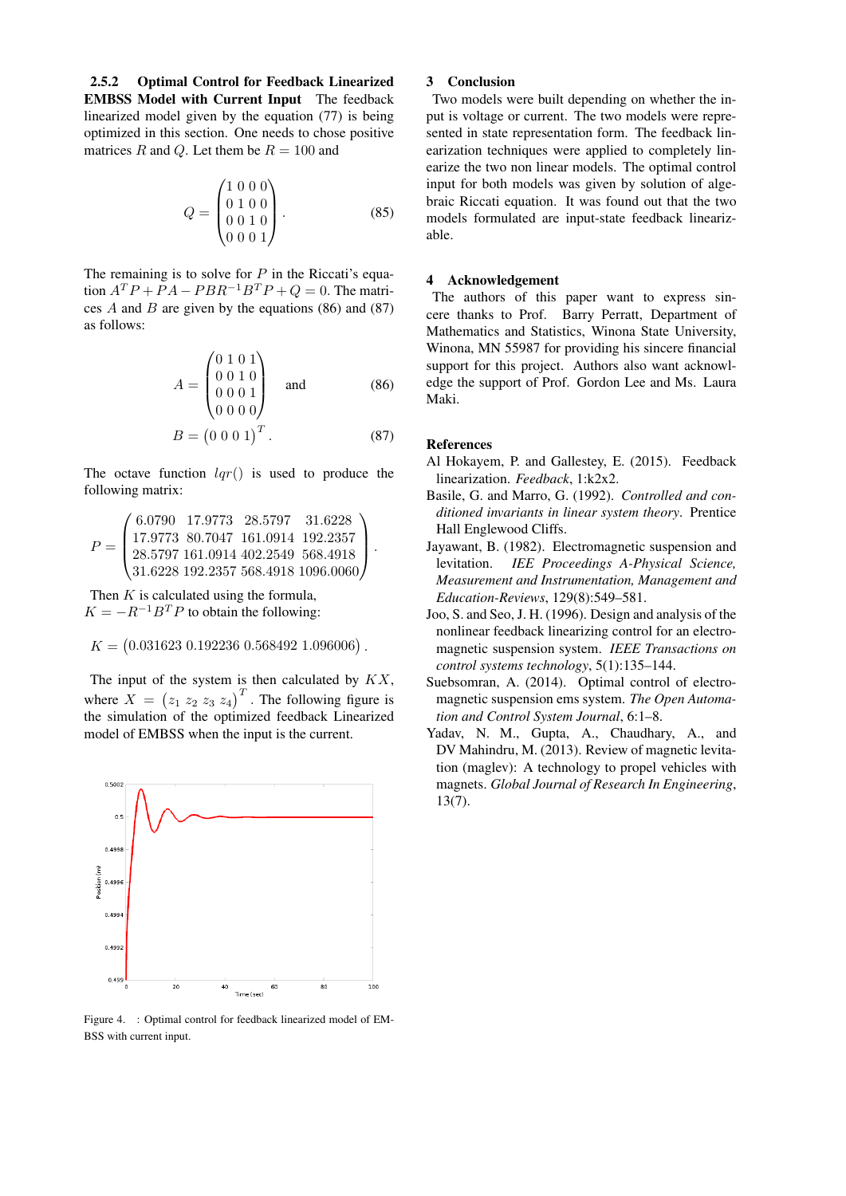#### 2.5.2 Optimal Control for Feedback Linearized EMBSS Model with Current Input

The feedback linearized model given by the equation (77) is being optimized in this section. One needs to chose positive matrices $R$ and $Q$. Let them be $R = 100$ and

$$Q = \begin{pmatrix} 1 & 0 & 0 & 0 \\ 0 & 1 & 0 & 0 \\ 0 & 0 & 1 & 0 \\ 0 & 0 & 0 & 1 \end{pmatrix}. \tag{85}$$

The remaining is to solve for $P$ in the Riccati's equation $A^T P + PA - PBR^{-1}B^T P + Q = 0$. The matrices $A$ and $B$ are given by the equations (86) and (87) as follows:

$$A = \begin{pmatrix} 0 & 1 & 0 & 1 \\ 0 & 0 & 1 & 0 \\ 0 & 0 & 0 & 1 \\ 0 & 0 & 0 & 0 \end{pmatrix} \quad \text{and} \tag{86}$$

$$B = \begin{pmatrix} 0 & 0 & 0 & 1 \end{pmatrix}^T. \tag{87}$$

The octave function $lqr()$ is used to produce the following matrix:

$$P = \begin{pmatrix} 6.0790 & 17.9773 & 28.5797 & 31.6228 \\ 17.9773 & 80.7047 & 161.0914 & 192.2357 \\ 28.5797 & 161.0914 & 402.2549 & 568.4918 \\ 31.6228 & 192.2357 & 568.4918 & 1096.0060 \end{pmatrix}.$$

Then $K$ is calculated using the formula, $K = -R^{-1}B^T P$ to obtain the following:

$$K = \begin{pmatrix} 0.031623 & 0.192236 & 0.568492 & 1.096006 \end{pmatrix}.$$

The input of the system is then calculated by $KX$, where $X = \begin{pmatrix} z_1 & z_2 & z_3 & z_4 \end{pmatrix}^T$. The following figure is the simulation of the optimized feedback Linearized model of EMBSS when the input is the current.

0.5002
0.5
0.4998
0.4996
0.4994
0.4992
0.499
Position (m)
0
20
40
60
80
100
Time (sec)

Figure 4. : Optimal control for feedback linearized model of EMBSS with current input.

## 3 Conclusion

Two models were built depending on whether the input is voltage or current. The two models were represented in state representation form. The feedback linearization techniques were applied to completely linearize the two non linear models. The optimal control input for both models was given by solution of algebraic Riccati equation. It was found out that the two models formulated are input-state feedback linearizable.

## 4 Acknowledgement

The authors of this paper want to express sincere thanks to Prof. Barry Perratt, Department of Mathematics and Statistics, Winona State University, Winona, MN 55987 for providing his sincere financial support for this project. Authors also want acknowledge the support of Prof. Gordon Lee and Ms. Laura Maki.

## References

Al Hokayem, P. and Gallestey, E. (2015). Feedback linearization. *Feedback*, 1:k2x2.

Basile, G. and Marro, G. (1992). *Controlled and conditioned invariants in linear system theory*. Prentice Hall Englewood Cliffs.

Jayawant, B. (1982). Electromagnetic suspension and levitation. *IEE Proceedings A-Physical Science, Measurement and Instrumentation, Management and Education-Reviews*, 129(8):549–581.

Joo, S. and Seo, J. H. (1996). Design and analysis of the nonlinear feedback linearizing control for an electromagnetic suspension system. *IEEE Transactions on control systems technology*, 5(1):135–144.

Suebsomran, A. (2014). Optimal control of electromagnetic suspension ems system. *The Open Automation and Control System Journal*, 6:1–8.

Yadav, N. M., Gupta, A., Chaudhary, A., and DV Mahindru, M. (2013). Review of magnetic levitation (maglev): A technology to propel vehicles with magnets. *Global Journal of Research In Engineering*, 13(7).